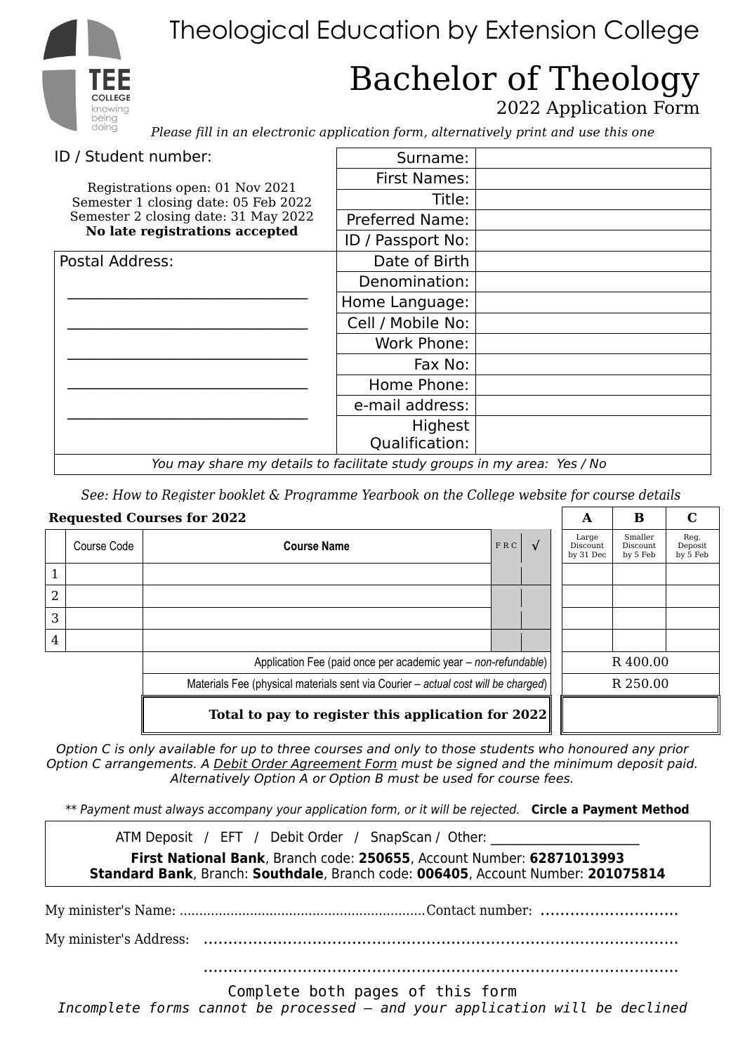# Theological Education by Extension College

## Bachelor of Theology

2022 Application Form

*Please fill in an electronic application form, alternatively print and use this one*

ID / Student number:

Registrations open: 01 Nov 2021
Semester 1 closing date: 05 Feb 2022
Semester 2 closing date: 31 May 2022
**No late registrations accepted**

| Field | |
|---|---|
| Surname: | |
| First Names: | |
| Title: | |
| Preferred Name: | |
| ID / Passport No: | |
| Date of Birth | |
| Denomination: | |
| Home Language: | |
| Cell / Mobile No: | |
| Work Phone: | |
| Fax No: | |
| Home Phone: | |
| e-mail address: | |
| Highest Qualification: | |

Postal Address:

______________________________

______________________________

______________________________

______________________________

______________________________

*You may share my details to facilitate study groups in my area: Yes / No*

*See: How to Register booklet & Programme Yearbook on the College website for course details*

**Requested Courses for 2022**

| | Course Code | Course Name | F R C | √ | A<br>Large Discount by 31 Dec | B<br>Smaller Discount by 5 Feb | C<br>Reg. Deposit by 5 Feb |
|---|---|---|---|---|---|---|---|
| 1 | | | | | | | |
| 2 | | | | | | | |
| 3 | | | | | | | |
| 4 | | | | | | | |
| | | Application Fee (paid once per academic year – *non-refundable*) | | | R 400.00 | | |
| | | Materials Fee (physical materials sent via Courier – *actual cost will be charged*) | | | R 250.00 | | |
| | | **Total to pay to register this application for 2022** | | | | | |

*Option C is only available for up to three courses and only to those students who honoured any prior Option C arrangements. A Debit Order Agreement Form must be signed and the minimum deposit paid. Alternatively Option A or Option B must be used for course fees.*

*\*\* Payment must always accompany your application form, or it will be rejected.* **Circle a Payment Method**

ATM Deposit / EFT / Debit Order / SnapScan / Other: ____________________

**First National Bank**, Branch code: **250655**, Account Number: **62871013993**
**Standard Bank**, Branch: **Southdale**, Branch code: **006405**, Account Number: **201075814**

My minister's Name: ............................................................... Contact number: ............................

My minister's Address: ...................................................................................................

...................................................................................................

Complete both pages of this form

*Incomplete forms cannot be processed – and your application will be declined*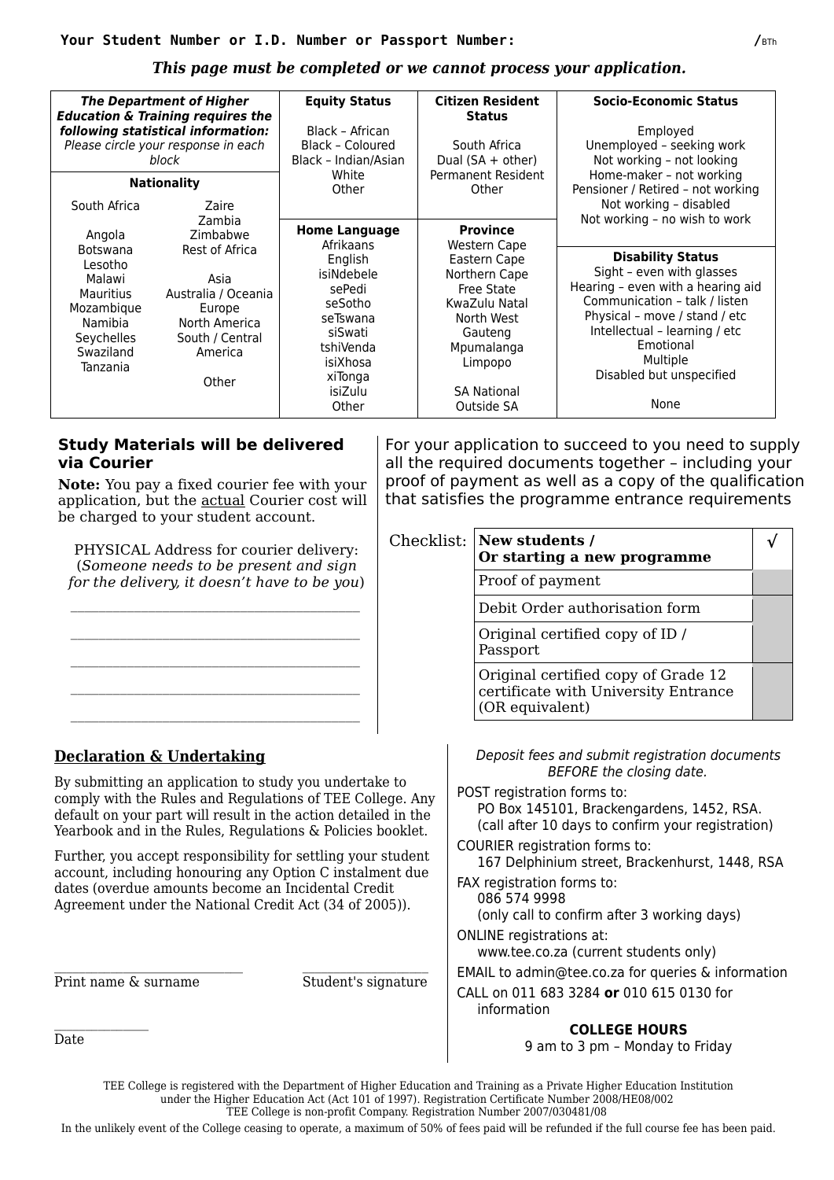**Your Student Number or I.D. Number or Passport Number:** /BTh

***This page must be completed or we cannot process your application.***

| ***The Department of Higher Education & Training requires the following statistical information:*** *Please circle your response in each block* | **Equity Status** | **Citizen Resident Status** | **Socio-Economic Status** |
|---|---|---|---|
| **Nationality** | Black – African<br>Black – Coloured<br>Black – Indian/Asian<br>White<br>Other | South Africa<br>Dual (SA + other)<br>Permanent Resident<br>Other | Employed<br>Unemployed – seeking work<br>Not working – not looking<br>Home-maker – not working<br>Pensioner / Retired – not working<br>Not working – disabled<br>Not working – no wish to work |
| South Africa<br>Angola<br>Botswana<br>Lesotho<br>Malawi<br>Mauritius<br>Mozambique<br>Namibia<br>Seychelles<br>Swaziland<br>Tanzania<br><br>Zaire<br>Zambia<br>Zimbabwe<br>Rest of Africa<br>Asia<br>Australia / Oceania<br>Europe<br>North America<br>South / Central America<br>Other | **Home Language**<br>Afrikaans<br>English<br>isiNdebele<br>sePedi<br>seSotho<br>seTswana<br>siSwati<br>tshiVenda<br>isiXhosa<br>xiTonga<br>isiZulu<br>Other | **Province**<br>Western Cape<br>Eastern Cape<br>Northern Cape<br>Free State<br>KwaZulu Natal<br>North West<br>Gauteng<br>Mpumalanga<br>Limpopo<br>SA National<br>Outside SA | **Disability Status**<br>Sight – even with glasses<br>Hearing – even with a hearing aid<br>Communication – talk / listen<br>Physical – move / stand / etc<br>Intellectual – learning / etc<br>Emotional<br>Multiple<br>Disabled but unspecified<br>None |

### Study Materials will be delivered via Courier

**Note:** You pay a fixed courier fee with your application, but the actual Courier cost will be charged to your student account.

PHYSICAL Address for courier delivery:
(*Someone needs to be present and sign for the delivery, it doesn't have to be you*)

\_\_\_\_\_\_\_\_\_\_\_\_\_\_\_\_\_\_\_\_\_\_\_\_\_\_\_\_\_\_\_\_\_\_\_\_\_\_\_\_

\_\_\_\_\_\_\_\_\_\_\_\_\_\_\_\_\_\_\_\_\_\_\_\_\_\_\_\_\_\_\_\_\_\_\_\_\_\_\_\_

\_\_\_\_\_\_\_\_\_\_\_\_\_\_\_\_\_\_\_\_\_\_\_\_\_\_\_\_\_\_\_\_\_\_\_\_\_\_\_\_

\_\_\_\_\_\_\_\_\_\_\_\_\_\_\_\_\_\_\_\_\_\_\_\_\_\_\_\_\_\_\_\_\_\_\_\_\_\_\_\_

\_\_\_\_\_\_\_\_\_\_\_\_\_\_\_\_\_\_\_\_\_\_\_\_\_\_\_\_\_\_\_\_\_\_\_\_\_\_\_\_

For your application to succeed to you need to supply all the required documents together – including your proof of payment as well as a copy of the qualification that satisfies the programme entrance requirements

Checklist:

| **New students / Or starting a new programme** | √ |
|---|---|
| Proof of payment | |
| Debit Order authorisation form | |
| Original certified copy of ID / Passport | |
| Original certified copy of Grade 12 certificate with University Entrance (OR equivalent) | |

## Declaration & Undertaking

By submitting an application to study you undertake to comply with the Rules and Regulations of TEE College. Any default on your part will result in the action detailed in the Yearbook and in the Rules, Regulations & Policies booklet.

Further, you accept responsibility for settling your student account, including honouring any Option C instalment due dates (overdue amounts become an Incidental Credit Agreement under the National Credit Act (34 of 2005)).

\_\_\_\_\_\_\_\_\_\_\_\_\_\_\_\_\_\_\_\_\_\_\_\_\_\_ \_\_\_\_\_\_\_\_\_\_\_\_\_\_\_\_\_\_\_\_
Print name & surname Student's signature

\_\_\_\_\_\_\_\_\_\_\_\_\_\_
Date

*Deposit fees and submit registration documents BEFORE the closing date.*

POST registration forms to:
PO Box 145101, Brackengardens, 1452, RSA.
(call after 10 days to confirm your registration)

COURIER registration forms to:
167 Delphinium street, Brackenhurst, 1448, RSA

FAX registration forms to:
086 574 9998
(only call to confirm after 3 working days)

ONLINE registrations at:
www.tee.co.za (current students only)

EMAIL to admin@tee.co.za for queries & information

CALL on 011 683 3284 **or** 010 615 0130 for information

**COLLEGE HOURS**
9 am to 3 pm – Monday to Friday

TEE College is registered with the Department of Higher Education and Training as a Private Higher Education Institution under the Higher Education Act (Act 101 of 1997). Registration Certificate Number 2008/HE08/002
TEE College is non-profit Company. Registration Number 2007/030481/08
In the unlikely event of the College ceasing to operate, a maximum of 50% of fees paid will be refunded if the full course fee has been paid.